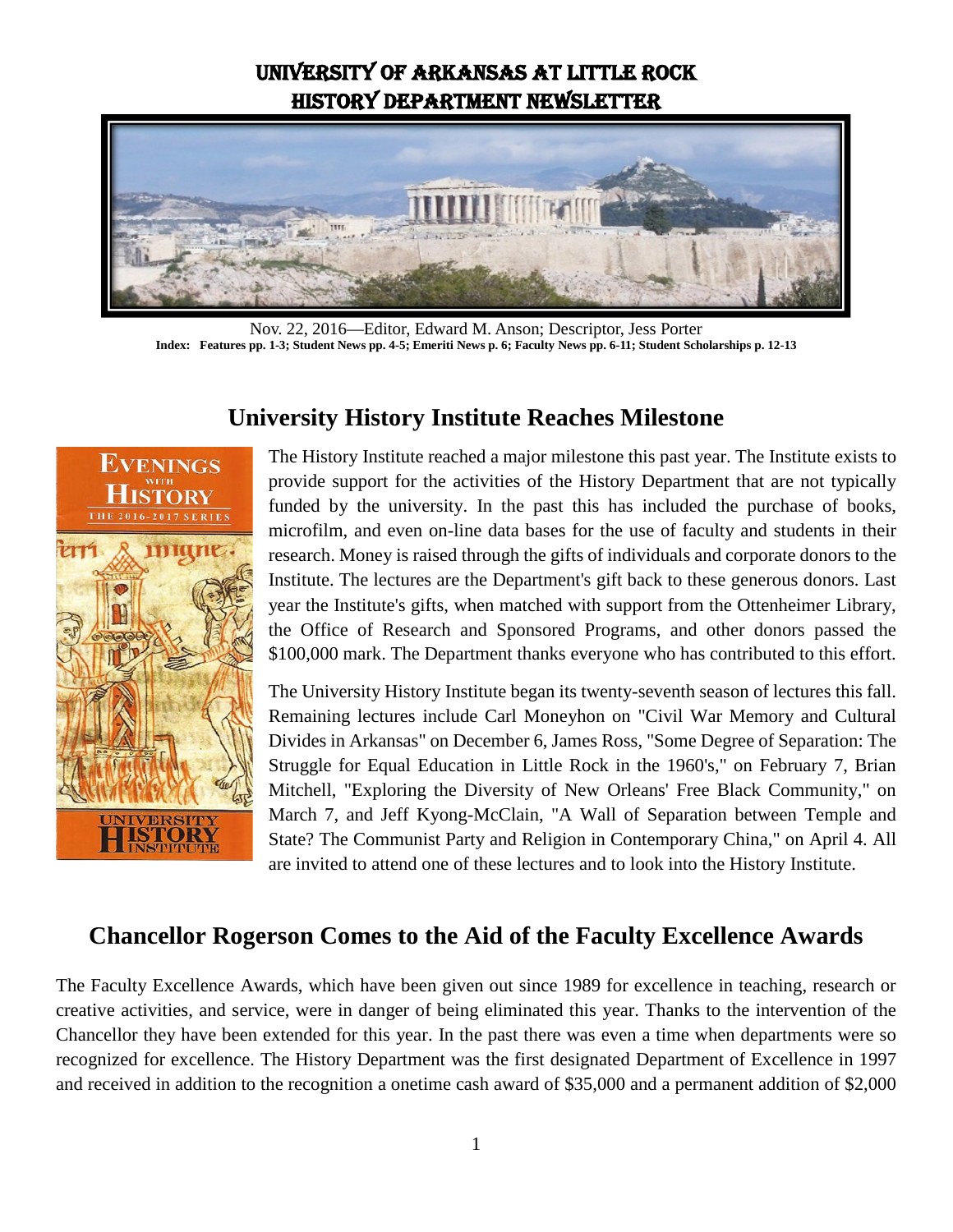# UNIVERSITY OF ARKANSAS AT LITTLE ROCK
# HISTORY DEPARTMENT NEWSLETTER

Nov. 22, 2016—Editor, Edward M. Anson; Descriptor, Jess Porter

**Index: Features pp. 1-3; Student News pp. 4-5; Emeriti News p. 6; Faculty News pp. 6-11; Student Scholarships p. 12-13**

## University History Institute Reaches Milestone

The History Institute reached a major milestone this past year. The Institute exists to provide support for the activities of the History Department that are not typically funded by the university. In the past this has included the purchase of books, microfilm, and even on-line data bases for the use of faculty and students in their research. Money is raised through the gifts of individuals and corporate donors to the Institute. The lectures are the Department's gift back to these generous donors. Last year the Institute's gifts, when matched with support from the Ottenheimer Library, the Office of Research and Sponsored Programs, and other donors passed the $100,000 mark. The Department thanks everyone who has contributed to this effort.

The University History Institute began its twenty-seventh season of lectures this fall. Remaining lectures include Carl Moneyhon on "Civil War Memory and Cultural Divides in Arkansas" on December 6, James Ross, "Some Degree of Separation: The Struggle for Equal Education in Little Rock in the 1960's," on February 7, Brian Mitchell, "Exploring the Diversity of New Orleans' Free Black Community," on March 7, and Jeff Kyong-McClain, "A Wall of Separation between Temple and State? The Communist Party and Religion in Contemporary China," on April 4. All are invited to attend one of these lectures and to look into the History Institute.

## Chancellor Rogerson Comes to the Aid of the Faculty Excellence Awards

The Faculty Excellence Awards, which have been given out since 1989 for excellence in teaching, research or creative activities, and service, were in danger of being eliminated this year. Thanks to the intervention of the Chancellor they have been extended for this year. In the past there was even a time when departments were so recognized for excellence. The History Department was the first designated Department of Excellence in 1997 and received in addition to the recognition a onetime cash award of $35,000 and a permanent addition of $2,000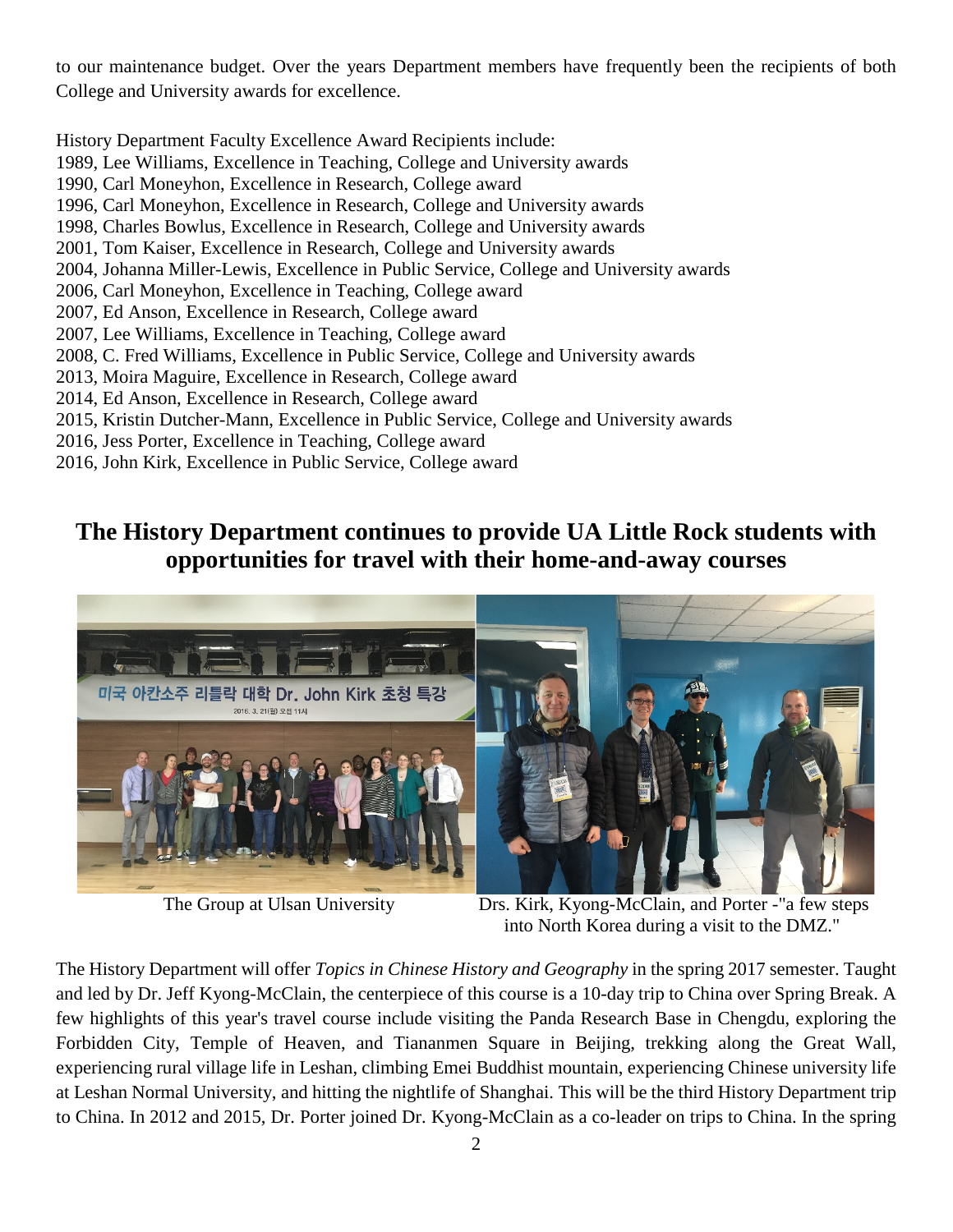to our maintenance budget. Over the years Department members have frequently been the recipients of both College and University awards for excellence.

History Department Faculty Excellence Award Recipients include:
1989, Lee Williams, Excellence in Teaching, College and University awards
1990, Carl Moneyhon, Excellence in Research, College award
1996, Carl Moneyhon, Excellence in Research, College and University awards
1998, Charles Bowlus, Excellence in Research, College and University awards
2001, Tom Kaiser, Excellence in Research, College and University awards
2004, Johanna Miller-Lewis, Excellence in Public Service, College and University awards
2006, Carl Moneyhon, Excellence in Teaching, College award
2007, Ed Anson, Excellence in Research, College award
2007, Lee Williams, Excellence in Teaching, College award
2008, C. Fred Williams, Excellence in Public Service, College and University awards
2013, Moira Maguire, Excellence in Research, College award
2014, Ed Anson, Excellence in Research, College award
2015, Kristin Dutcher-Mann, Excellence in Public Service, College and University awards
2016, Jess Porter, Excellence in Teaching, College award
2016, John Kirk, Excellence in Public Service, College award

## The History Department continues to provide UA Little Rock students with opportunities for travel with their home-and-away courses

The Group at Ulsan University

Drs. Kirk, Kyong-McClain, and Porter -"a few steps into North Korea during a visit to the DMZ."

The History Department will offer *Topics in Chinese History and Geography* in the spring 2017 semester. Taught and led by Dr. Jeff Kyong-McClain, the centerpiece of this course is a 10-day trip to China over Spring Break. A few highlights of this year's travel course include visiting the Panda Research Base in Chengdu, exploring the Forbidden City, Temple of Heaven, and Tiananmen Square in Beijing, trekking along the Great Wall, experiencing rural village life in Leshan, climbing Emei Buddhist mountain, experiencing Chinese university life at Leshan Normal University, and hitting the nightlife of Shanghai. This will be the third History Department trip to China. In 2012 and 2015, Dr. Porter joined Dr. Kyong-McClain as a co-leader on trips to China. In the spring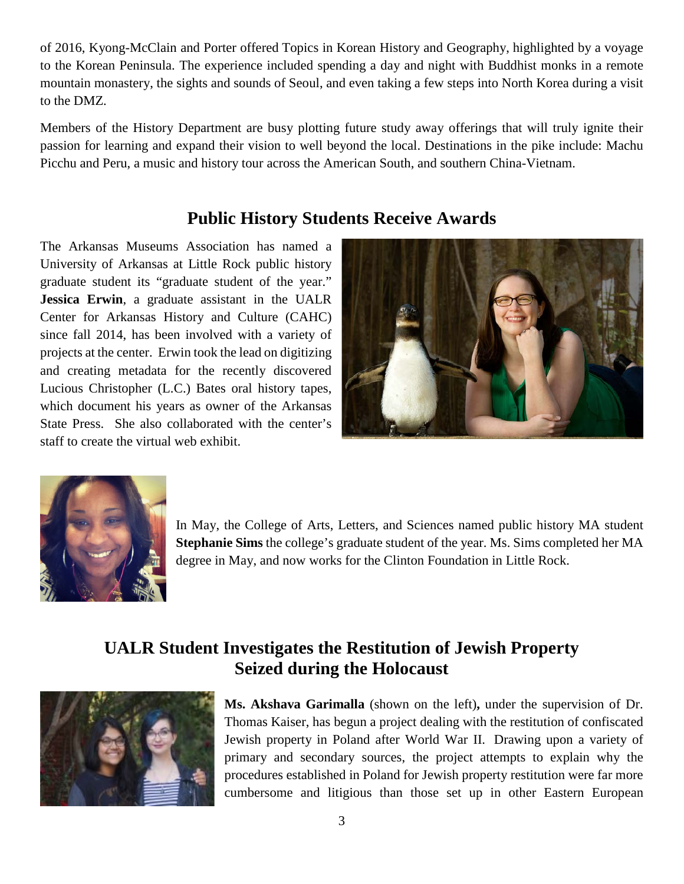of 2016, Kyong-McClain and Porter offered Topics in Korean History and Geography, highlighted by a voyage to the Korean Peninsula. The experience included spending a day and night with Buddhist monks in a remote mountain monastery, the sights and sounds of Seoul, and even taking a few steps into North Korea during a visit to the DMZ.

Members of the History Department are busy plotting future study away offerings that will truly ignite their passion for learning and expand their vision to well beyond the local. Destinations in the pike include: Machu Picchu and Peru, a music and history tour across the American South, and southern China-Vietnam.

## Public History Students Receive Awards

The Arkansas Museums Association has named a University of Arkansas at Little Rock public history graduate student its "graduate student of the year." **Jessica Erwin**, a graduate assistant in the UALR Center for Arkansas History and Culture (CAHC) since fall 2014, has been involved with a variety of projects at the center. Erwin took the lead on digitizing and creating metadata for the recently discovered Lucious Christopher (L.C.) Bates oral history tapes, which document his years as owner of the Arkansas State Press. She also collaborated with the center's staff to create the virtual web exhibit.

In May, the College of Arts, Letters, and Sciences named public history MA student **Stephanie Sims** the college's graduate student of the year. Ms. Sims completed her MA degree in May, and now works for the Clinton Foundation in Little Rock.

## UALR Student Investigates the Restitution of Jewish Property Seized during the Holocaust

**Ms. Akshava Garimalla** (shown on the left)**,** under the supervision of Dr. Thomas Kaiser, has begun a project dealing with the restitution of confiscated Jewish property in Poland after World War II. Drawing upon a variety of primary and secondary sources, the project attempts to explain why the procedures established in Poland for Jewish property restitution were far more cumbersome and litigious than those set up in other Eastern European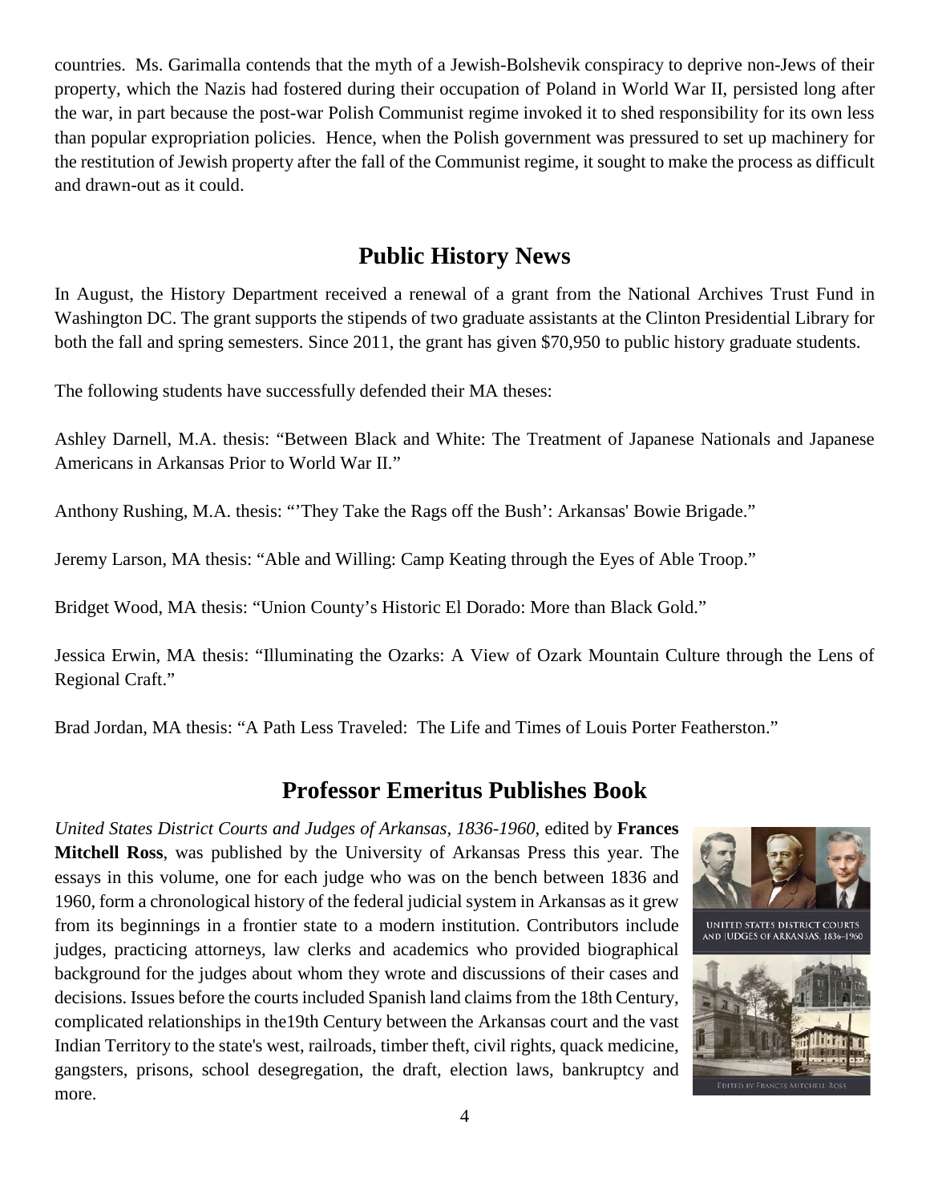countries. Ms. Garimalla contends that the myth of a Jewish-Bolshevik conspiracy to deprive non-Jews of their property, which the Nazis had fostered during their occupation of Poland in World War II, persisted long after the war, in part because the post-war Polish Communist regime invoked it to shed responsibility for its own less than popular expropriation policies. Hence, when the Polish government was pressured to set up machinery for the restitution of Jewish property after the fall of the Communist regime, it sought to make the process as difficult and drawn-out as it could.

## Public History News

In August, the History Department received a renewal of a grant from the National Archives Trust Fund in Washington DC. The grant supports the stipends of two graduate assistants at the Clinton Presidential Library for both the fall and spring semesters. Since 2011, the grant has given $70,950 to public history graduate students.

The following students have successfully defended their MA theses:

Ashley Darnell, M.A. thesis: "Between Black and White: The Treatment of Japanese Nationals and Japanese Americans in Arkansas Prior to World War II."

Anthony Rushing, M.A. thesis: "'They Take the Rags off the Bush': Arkansas' Bowie Brigade."

Jeremy Larson, MA thesis: "Able and Willing: Camp Keating through the Eyes of Able Troop."

Bridget Wood, MA thesis: "Union County's Historic El Dorado: More than Black Gold."

Jessica Erwin, MA thesis: "Illuminating the Ozarks: A View of Ozark Mountain Culture through the Lens of Regional Craft."

Brad Jordan, MA thesis: "A Path Less Traveled: The Life and Times of Louis Porter Featherston."

## Professor Emeritus Publishes Book

*United States District Courts and Judges of Arkansas, 1836-1960*, edited by **Frances Mitchell Ross**, was published by the University of Arkansas Press this year. The essays in this volume, one for each judge who was on the bench between 1836 and 1960, form a chronological history of the federal judicial system in Arkansas as it grew from its beginnings in a frontier state to a modern institution. Contributors include judges, practicing attorneys, law clerks and academics who provided biographical background for the judges about whom they wrote and discussions of their cases and decisions. Issues before the courts included Spanish land claims from the 18th Century, complicated relationships in the19th Century between the Arkansas court and the vast Indian Territory to the state's west, railroads, timber theft, civil rights, quack medicine, gangsters, prisons, school desegregation, the draft, election laws, bankruptcy and more.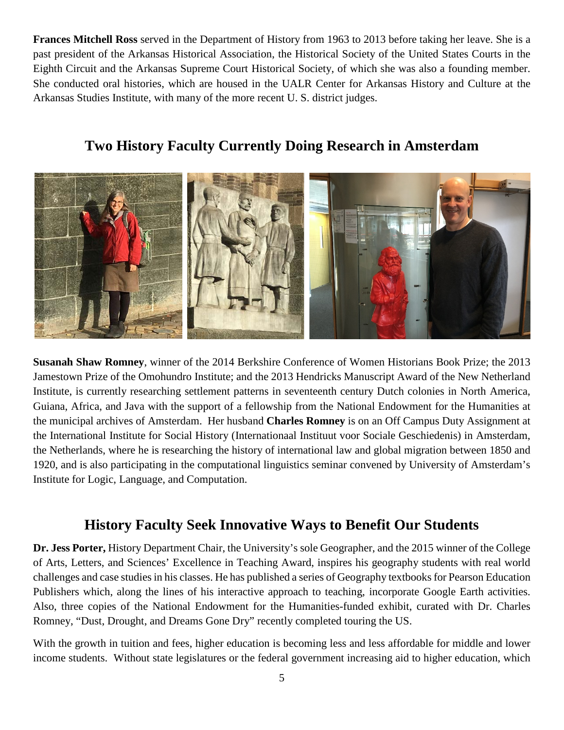**Frances Mitchell Ross** served in the Department of History from 1963 to 2013 before taking her leave. She is a past president of the Arkansas Historical Association, the Historical Society of the United States Courts in the Eighth Circuit and the Arkansas Supreme Court Historical Society, of which she was also a founding member. She conducted oral histories, which are housed in the UALR Center for Arkansas History and Culture at the Arkansas Studies Institute, with many of the more recent U. S. district judges.

## Two History Faculty Currently Doing Research in Amsterdam

**Susanah Shaw Romney**, winner of the 2014 Berkshire Conference of Women Historians Book Prize; the 2013 Jamestown Prize of the Omohundro Institute; and the 2013 Hendricks Manuscript Award of the New Netherland Institute, is currently researching settlement patterns in seventeenth century Dutch colonies in North America, Guiana, Africa, and Java with the support of a fellowship from the National Endowment for the Humanities at the municipal archives of Amsterdam. Her husband **Charles Romney** is on an Off Campus Duty Assignment at the International Institute for Social History (Internationaal Instituut voor Sociale Geschiedenis) in Amsterdam, the Netherlands, where he is researching the history of international law and global migration between 1850 and 1920, and is also participating in the computational linguistics seminar convened by University of Amsterdam's Institute for Logic, Language, and Computation.

## History Faculty Seek Innovative Ways to Benefit Our Students

**Dr. Jess Porter,** History Department Chair, the University's sole Geographer, and the 2015 winner of the College of Arts, Letters, and Sciences' Excellence in Teaching Award, inspires his geography students with real world challenges and case studies in his classes. He has published a series of Geography textbooks for Pearson Education Publishers which, along the lines of his interactive approach to teaching, incorporate Google Earth activities. Also, three copies of the National Endowment for the Humanities-funded exhibit, curated with Dr. Charles Romney, "Dust, Drought, and Dreams Gone Dry" recently completed touring the US.

With the growth in tuition and fees, higher education is becoming less and less affordable for middle and lower income students. Without state legislatures or the federal government increasing aid to higher education, which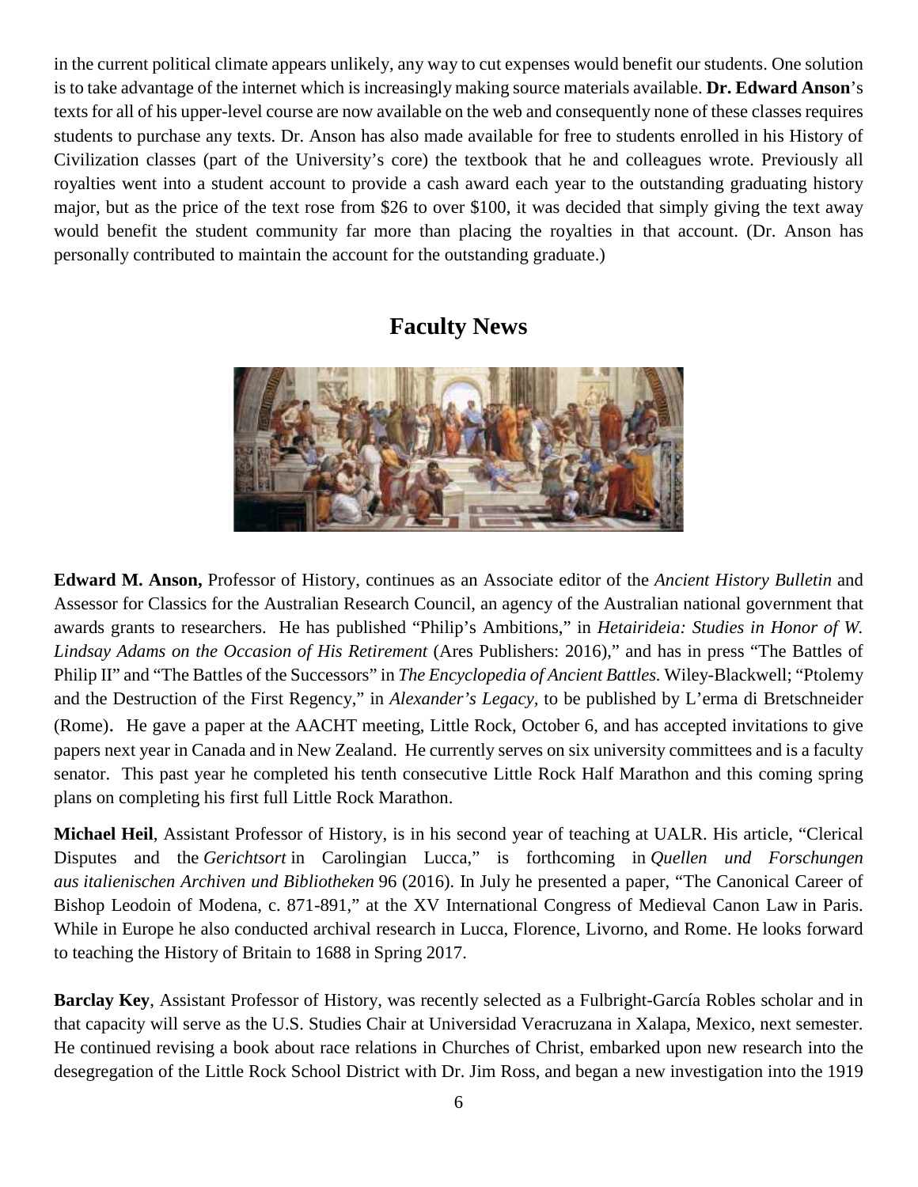in the current political climate appears unlikely, any way to cut expenses would benefit our students. One solution is to take advantage of the internet which is increasingly making source materials available. **Dr. Edward Anson**'s texts for all of his upper-level course are now available on the web and consequently none of these classes requires students to purchase any texts. Dr. Anson has also made available for free to students enrolled in his History of Civilization classes (part of the University's core) the textbook that he and colleagues wrote. Previously all royalties went into a student account to provide a cash award each year to the outstanding graduating history major, but as the price of the text rose from $26 to over $100, it was decided that simply giving the text away would benefit the student community far more than placing the royalties in that account. (Dr. Anson has personally contributed to maintain the account for the outstanding graduate.)

## Faculty News

**Edward M. Anson,** Professor of History, continues as an Associate editor of the *Ancient History Bulletin* and Assessor for Classics for the Australian Research Council, an agency of the Australian national government that awards grants to researchers. He has published "Philip's Ambitions," in *Hetairideia: Studies in Honor of W. Lindsay Adams on the Occasion of His Retirement* (Ares Publishers: 2016)," and has in press "The Battles of Philip II" and "The Battles of the Successors" in *The Encyclopedia of Ancient Battles.* Wiley-Blackwell; "Ptolemy and the Destruction of the First Regency," in *Alexander's Legacy,* to be published by L'erma di Bretschneider (Rome). He gave a paper at the AACHT meeting, Little Rock, October 6, and has accepted invitations to give papers next year in Canada and in New Zealand. He currently serves on six university committees and is a faculty senator. This past year he completed his tenth consecutive Little Rock Half Marathon and this coming spring plans on completing his first full Little Rock Marathon.

**Michael Heil**, Assistant Professor of History, is in his second year of teaching at UALR. His article, "Clerical Disputes and the *Gerichtsort* in Carolingian Lucca," is forthcoming in *Quellen und Forschungen aus italienischen Archiven und Bibliotheken* 96 (2016). In July he presented a paper, "The Canonical Career of Bishop Leodoin of Modena, c. 871-891," at the XV International Congress of Medieval Canon Law in Paris. While in Europe he also conducted archival research in Lucca, Florence, Livorno, and Rome. He looks forward to teaching the History of Britain to 1688 in Spring 2017.

**Barclay Key**, Assistant Professor of History, was recently selected as a Fulbright-García Robles scholar and in that capacity will serve as the U.S. Studies Chair at Universidad Veracruzana in Xalapa, Mexico, next semester. He continued revising a book about race relations in Churches of Christ, embarked upon new research into the desegregation of the Little Rock School District with Dr. Jim Ross, and began a new investigation into the 1919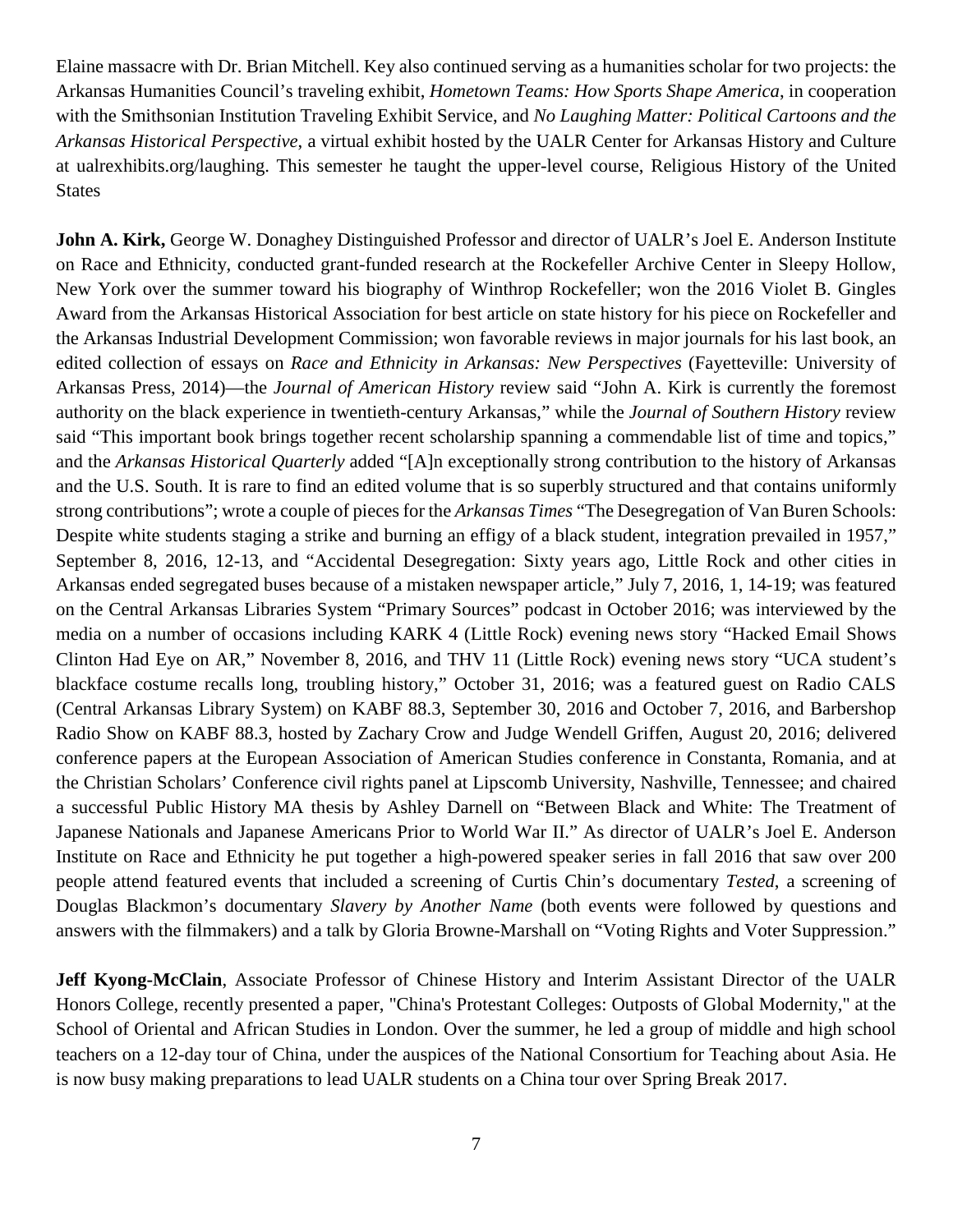Elaine massacre with Dr. Brian Mitchell. Key also continued serving as a humanities scholar for two projects: the Arkansas Humanities Council's traveling exhibit, *Hometown Teams: How Sports Shape America*, in cooperation with the Smithsonian Institution Traveling Exhibit Service, and *No Laughing Matter: Political Cartoons and the Arkansas Historical Perspective*, a virtual exhibit hosted by the UALR Center for Arkansas History and Culture at ualrexhibits.org/laughing. This semester he taught the upper-level course, Religious History of the United States

**John A. Kirk,** George W. Donaghey Distinguished Professor and director of UALR's Joel E. Anderson Institute on Race and Ethnicity, conducted grant-funded research at the Rockefeller Archive Center in Sleepy Hollow, New York over the summer toward his biography of Winthrop Rockefeller; won the 2016 Violet B. Gingles Award from the Arkansas Historical Association for best article on state history for his piece on Rockefeller and the Arkansas Industrial Development Commission; won favorable reviews in major journals for his last book, an edited collection of essays on *Race and Ethnicity in Arkansas: New Perspectives* (Fayetteville: University of Arkansas Press, 2014)—the *Journal of American History* review said "John A. Kirk is currently the foremost authority on the black experience in twentieth-century Arkansas," while the *Journal of Southern History* review said "This important book brings together recent scholarship spanning a commendable list of time and topics," and the *Arkansas Historical Quarterly* added "[A]n exceptionally strong contribution to the history of Arkansas and the U.S. South. It is rare to find an edited volume that is so superbly structured and that contains uniformly strong contributions"; wrote a couple of pieces for the *Arkansas Times* "The Desegregation of Van Buren Schools: Despite white students staging a strike and burning an effigy of a black student, integration prevailed in 1957," September 8, 2016, 12-13, and "Accidental Desegregation: Sixty years ago, Little Rock and other cities in Arkansas ended segregated buses because of a mistaken newspaper article," July 7, 2016, 1, 14-19; was featured on the Central Arkansas Libraries System "Primary Sources" podcast in October 2016; was interviewed by the media on a number of occasions including KARK 4 (Little Rock) evening news story "Hacked Email Shows Clinton Had Eye on AR," November 8, 2016, and THV 11 (Little Rock) evening news story "UCA student's blackface costume recalls long, troubling history," October 31, 2016; was a featured guest on Radio CALS (Central Arkansas Library System) on KABF 88.3, September 30, 2016 and October 7, 2016, and Barbershop Radio Show on KABF 88.3, hosted by Zachary Crow and Judge Wendell Griffen, August 20, 2016; delivered conference papers at the European Association of American Studies conference in Constanta, Romania, and at the Christian Scholars' Conference civil rights panel at Lipscomb University, Nashville, Tennessee; and chaired a successful Public History MA thesis by Ashley Darnell on "Between Black and White: The Treatment of Japanese Nationals and Japanese Americans Prior to World War II." As director of UALR's Joel E. Anderson Institute on Race and Ethnicity he put together a high-powered speaker series in fall 2016 that saw over 200 people attend featured events that included a screening of Curtis Chin's documentary *Tested*, a screening of Douglas Blackmon's documentary *Slavery by Another Name* (both events were followed by questions and answers with the filmmakers) and a talk by Gloria Browne-Marshall on "Voting Rights and Voter Suppression."

**Jeff Kyong-McClain**, Associate Professor of Chinese History and Interim Assistant Director of the UALR Honors College, recently presented a paper, "China's Protestant Colleges: Outposts of Global Modernity," at the School of Oriental and African Studies in London. Over the summer, he led a group of middle and high school teachers on a 12-day tour of China, under the auspices of the National Consortium for Teaching about Asia. He is now busy making preparations to lead UALR students on a China tour over Spring Break 2017.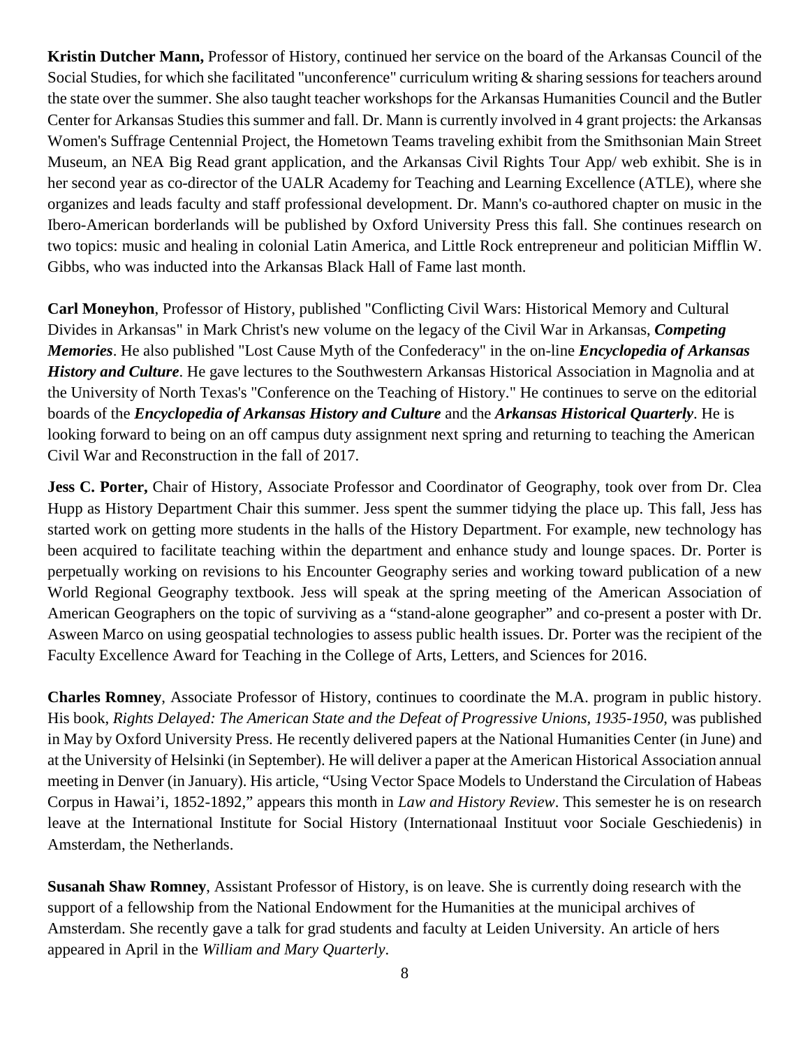**Kristin Dutcher Mann,** Professor of History, continued her service on the board of the Arkansas Council of the Social Studies, for which she facilitated "unconference" curriculum writing & sharing sessions for teachers around the state over the summer. She also taught teacher workshops for the Arkansas Humanities Council and the Butler Center for Arkansas Studies this summer and fall. Dr. Mann is currently involved in 4 grant projects: the Arkansas Women's Suffrage Centennial Project, the Hometown Teams traveling exhibit from the Smithsonian Main Street Museum, an NEA Big Read grant application, and the Arkansas Civil Rights Tour App/ web exhibit. She is in her second year as co-director of the UALR Academy for Teaching and Learning Excellence (ATLE), where she organizes and leads faculty and staff professional development. Dr. Mann's co-authored chapter on music in the Ibero-American borderlands will be published by Oxford University Press this fall. She continues research on two topics: music and healing in colonial Latin America, and Little Rock entrepreneur and politician Mifflin W. Gibbs, who was inducted into the Arkansas Black Hall of Fame last month.

**Carl Moneyhon**, Professor of History, published "Conflicting Civil Wars: Historical Memory and Cultural Divides in Arkansas" in Mark Christ's new volume on the legacy of the Civil War in Arkansas, ***Competing Memories***. He also published "Lost Cause Myth of the Confederacy" in the on-line ***Encyclopedia of Arkansas History and Culture***. He gave lectures to the Southwestern Arkansas Historical Association in Magnolia and at the University of North Texas's "Conference on the Teaching of History." He continues to serve on the editorial boards of the ***Encyclopedia of Arkansas History and Culture*** and the ***Arkansas Historical Quarterly***. He is looking forward to being on an off campus duty assignment next spring and returning to teaching the American Civil War and Reconstruction in the fall of 2017.

**Jess C. Porter,** Chair of History, Associate Professor and Coordinator of Geography, took over from Dr. Clea Hupp as History Department Chair this summer. Jess spent the summer tidying the place up. This fall, Jess has started work on getting more students in the halls of the History Department. For example, new technology has been acquired to facilitate teaching within the department and enhance study and lounge spaces. Dr. Porter is perpetually working on revisions to his Encounter Geography series and working toward publication of a new World Regional Geography textbook. Jess will speak at the spring meeting of the American Association of American Geographers on the topic of surviving as a "stand-alone geographer" and co-present a poster with Dr. Asween Marco on using geospatial technologies to assess public health issues. Dr. Porter was the recipient of the Faculty Excellence Award for Teaching in the College of Arts, Letters, and Sciences for 2016.

**Charles Romney**, Associate Professor of History, continues to coordinate the M.A. program in public history. His book, *Rights Delayed: The American State and the Defeat of Progressive Unions, 1935-1950*, was published in May by Oxford University Press. He recently delivered papers at the National Humanities Center (in June) and at the University of Helsinki (in September). He will deliver a paper at the American Historical Association annual meeting in Denver (in January). His article, "Using Vector Space Models to Understand the Circulation of Habeas Corpus in Hawai'i, 1852-1892," appears this month in *Law and History Review*. This semester he is on research leave at the International Institute for Social History (Internationaal Instituut voor Sociale Geschiedenis) in Amsterdam, the Netherlands.

**Susanah Shaw Romney**, Assistant Professor of History, is on leave. She is currently doing research with the support of a fellowship from the National Endowment for the Humanities at the municipal archives of Amsterdam. She recently gave a talk for grad students and faculty at Leiden University. An article of hers appeared in April in the *William and Mary Quarterly*.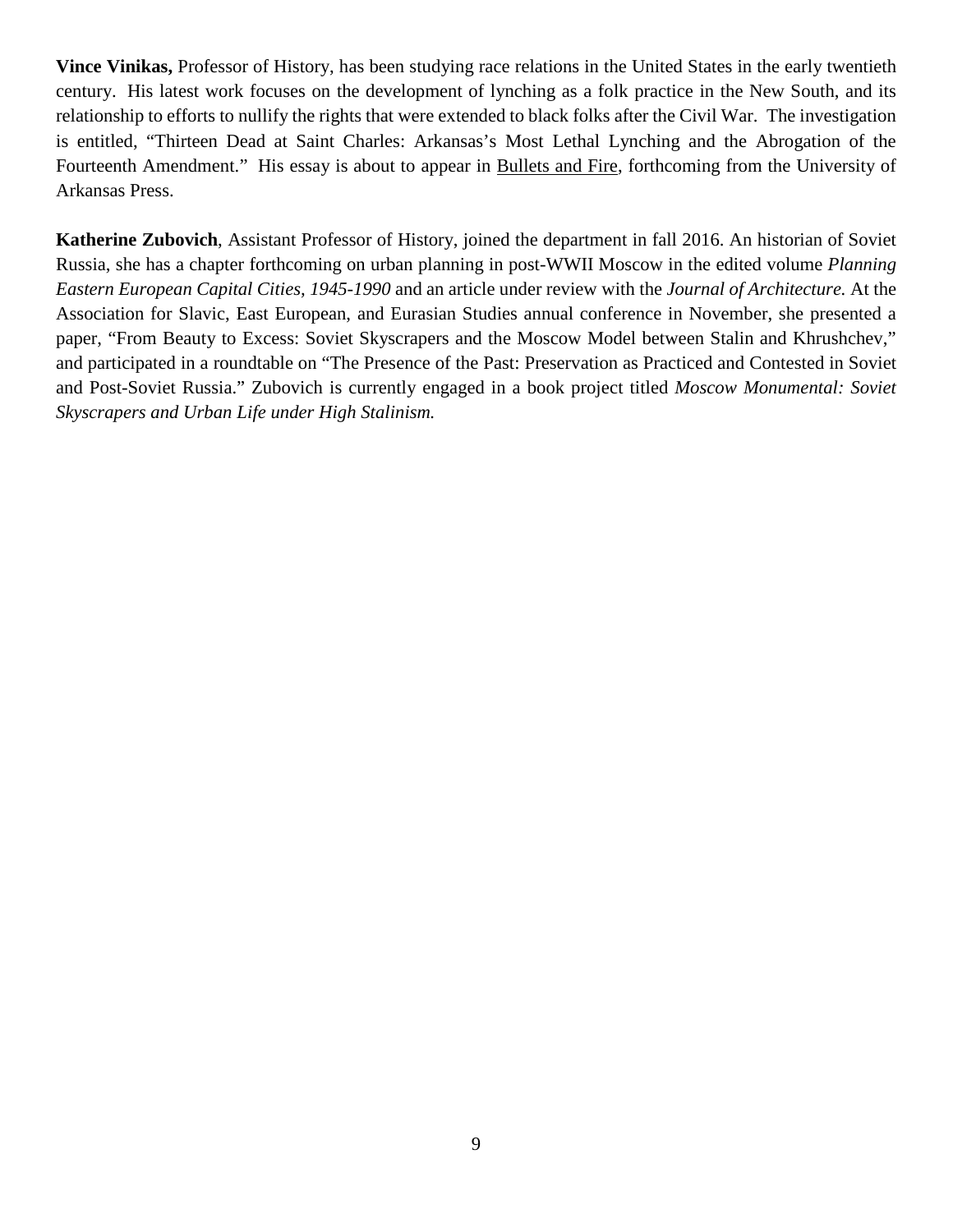**Vince Vinikas,** Professor of History, has been studying race relations in the United States in the early twentieth century. His latest work focuses on the development of lynching as a folk practice in the New South, and its relationship to efforts to nullify the rights that were extended to black folks after the Civil War. The investigation is entitled, "Thirteen Dead at Saint Charles: Arkansas's Most Lethal Lynching and the Abrogation of the Fourteenth Amendment." His essay is about to appear in <u>Bullets and Fire</u>, forthcoming from the University of Arkansas Press.

**Katherine Zubovich**, Assistant Professor of History, joined the department in fall 2016. An historian of Soviet Russia, she has a chapter forthcoming on urban planning in post-WWII Moscow in the edited volume *Planning Eastern European Capital Cities, 1945-1990* and an article under review with the *Journal of Architecture.* At the Association for Slavic, East European, and Eurasian Studies annual conference in November, she presented a paper, "From Beauty to Excess: Soviet Skyscrapers and the Moscow Model between Stalin and Khrushchev," and participated in a roundtable on "The Presence of the Past: Preservation as Practiced and Contested in Soviet and Post-Soviet Russia." Zubovich is currently engaged in a book project titled *Moscow Monumental: Soviet Skyscrapers and Urban Life under High Stalinism.*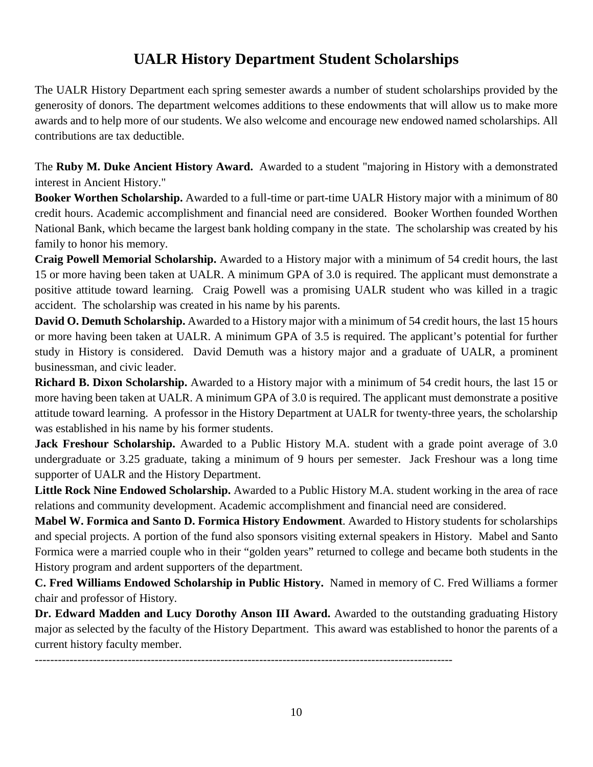# UALR History Department Student Scholarships

The UALR History Department each spring semester awards a number of student scholarships provided by the generosity of donors. The department welcomes additions to these endowments that will allow us to make more awards and to help more of our students. We also welcome and encourage new endowed named scholarships. All contributions are tax deductible.

The **Ruby M. Duke Ancient History Award.** Awarded to a student "majoring in History with a demonstrated interest in Ancient History."

**Booker Worthen Scholarship.** Awarded to a full-time or part-time UALR History major with a minimum of 80 credit hours. Academic accomplishment and financial need are considered. Booker Worthen founded Worthen National Bank, which became the largest bank holding company in the state. The scholarship was created by his family to honor his memory.

**Craig Powell Memorial Scholarship.** Awarded to a History major with a minimum of 54 credit hours, the last 15 or more having been taken at UALR. A minimum GPA of 3.0 is required. The applicant must demonstrate a positive attitude toward learning. Craig Powell was a promising UALR student who was killed in a tragic accident. The scholarship was created in his name by his parents.

**David O. Demuth Scholarship.** Awarded to a History major with a minimum of 54 credit hours, the last 15 hours or more having been taken at UALR. A minimum GPA of 3.5 is required. The applicant's potential for further study in History is considered. David Demuth was a history major and a graduate of UALR, a prominent businessman, and civic leader.

**Richard B. Dixon Scholarship.** Awarded to a History major with a minimum of 54 credit hours, the last 15 or more having been taken at UALR. A minimum GPA of 3.0 is required. The applicant must demonstrate a positive attitude toward learning. A professor in the History Department at UALR for twenty-three years, the scholarship was established in his name by his former students.

**Jack Freshour Scholarship.** Awarded to a Public History M.A. student with a grade point average of 3.0 undergraduate or 3.25 graduate, taking a minimum of 9 hours per semester. Jack Freshour was a long time supporter of UALR and the History Department.

**Little Rock Nine Endowed Scholarship.** Awarded to a Public History M.A. student working in the area of race relations and community development. Academic accomplishment and financial need are considered.

**Mabel W. Formica and Santo D. Formica History Endowment**. Awarded to History students for scholarships and special projects. A portion of the fund also sponsors visiting external speakers in History. Mabel and Santo Formica were a married couple who in their "golden years" returned to college and became both students in the History program and ardent supporters of the department.

**C. Fred Williams Endowed Scholarship in Public History.** Named in memory of C. Fred Williams a former chair and professor of History.

**Dr. Edward Madden and Lucy Dorothy Anson III Award.** Awarded to the outstanding graduating History major as selected by the faculty of the History Department. This award was established to honor the parents of a current history faculty member.

---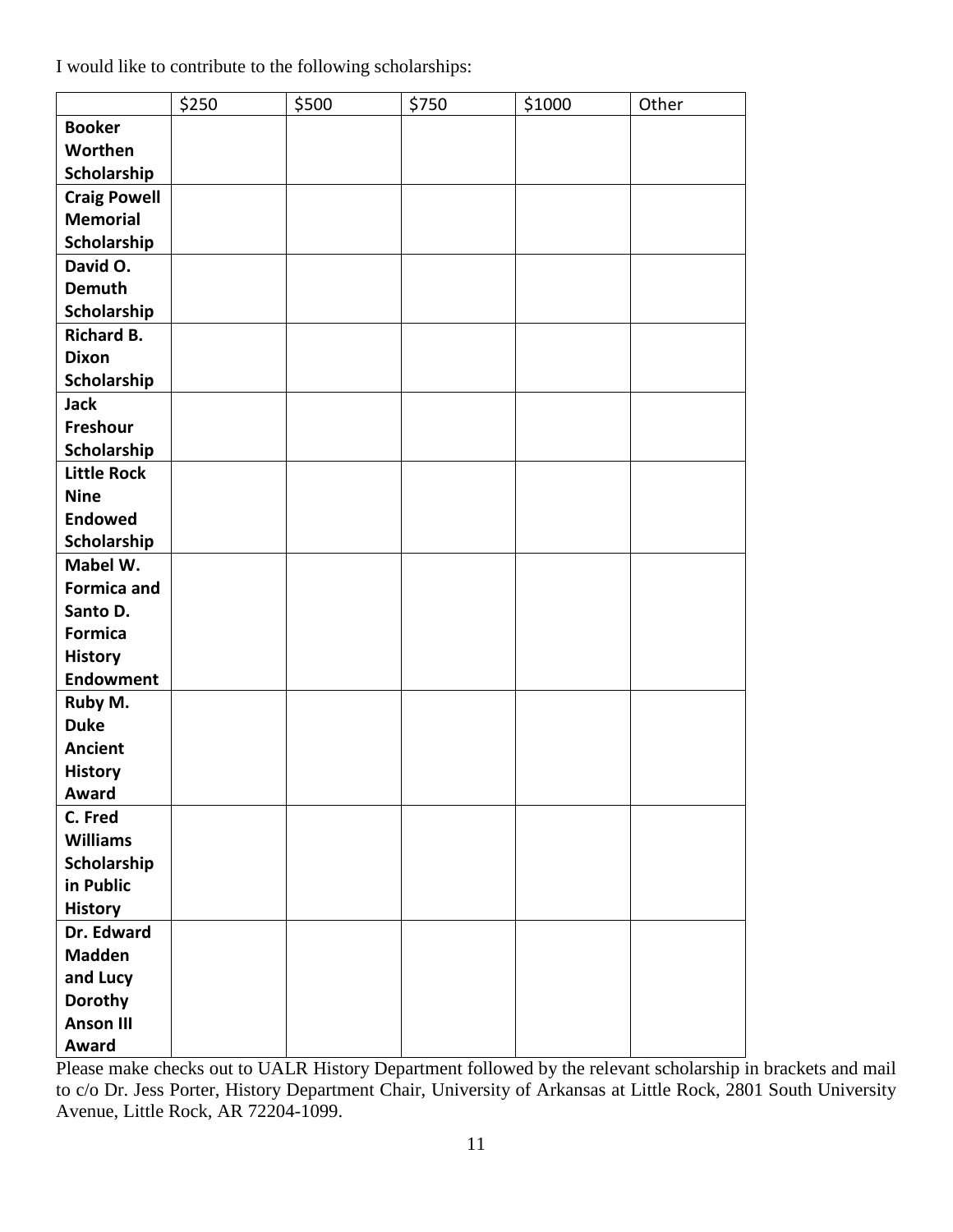I would like to contribute to the following scholarships:

| | $250 | $500 | $750 | $1000 | Other |
|---|---|---|---|---|---|
| **Booker Worthen Scholarship** | | | | | |
| **Craig Powell Memorial Scholarship** | | | | | |
| **David O. Demuth Scholarship** | | | | | |
| **Richard B. Dixon Scholarship** | | | | | |
| **Jack Freshour Scholarship** | | | | | |
| **Little Rock Nine Endowed Scholarship** | | | | | |
| **Mabel W. Formica and Santo D. Formica History Endowment** | | | | | |
| **Ruby M. Duke Ancient History Award** | | | | | |
| **C. Fred Williams Scholarship in Public History** | | | | | |
| **Dr. Edward Madden and Lucy Dorothy Anson III Award** | | | | | |

Please make checks out to UALR History Department followed by the relevant scholarship in brackets and mail to c/o Dr. Jess Porter, History Department Chair, University of Arkansas at Little Rock, 2801 South University Avenue, Little Rock, AR 72204-1099.